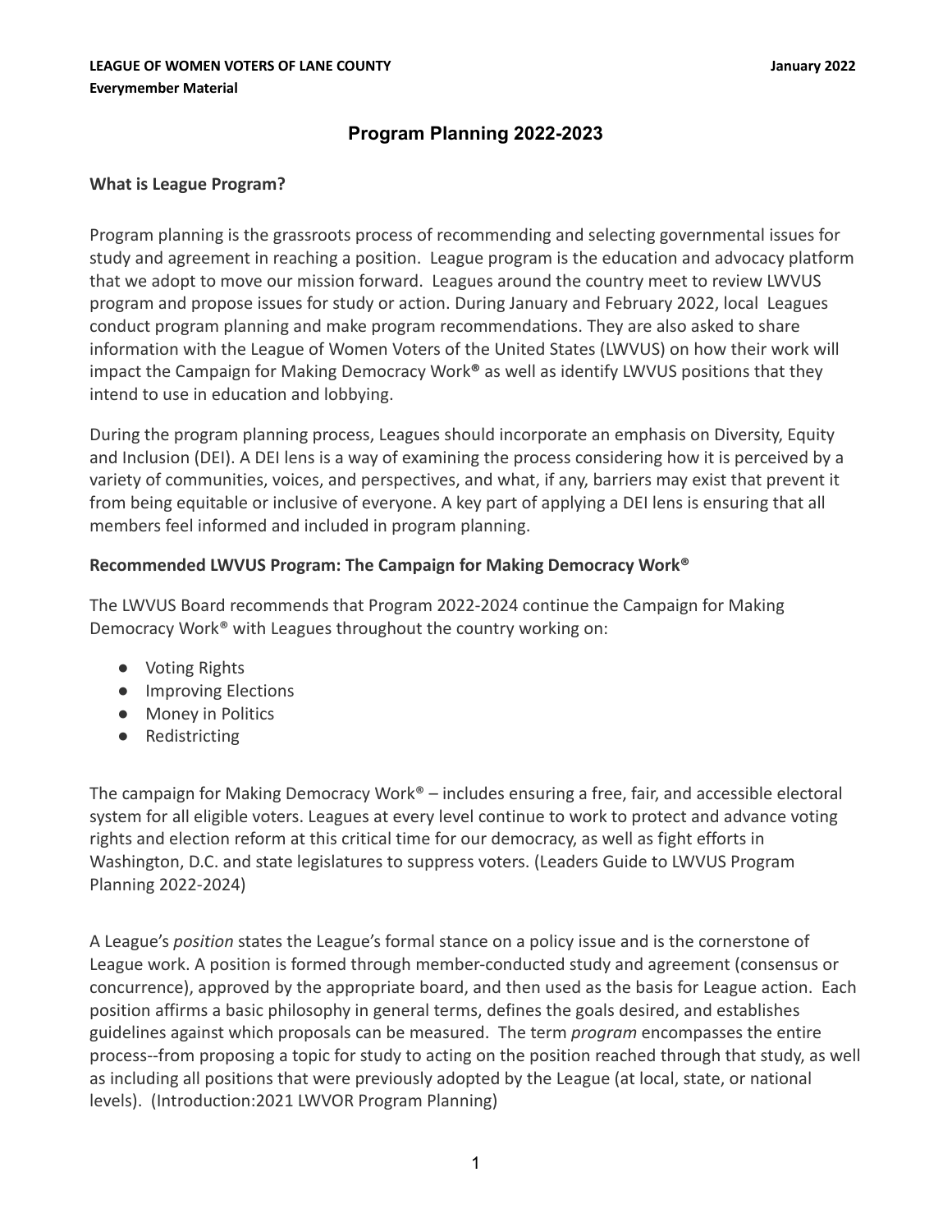**LEAGUE OF WOMEN VOTERS OF LANE COUNTY** **January 2022**

**Everymember Material**

# Program Planning 2022-2023

### What is League Program?

Program planning is the grassroots process of recommending and selecting governmental issues for study and agreement in reaching a position. League program is the education and advocacy platform that we adopt to move our mission forward. Leagues around the country meet to review LWVUS program and propose issues for study or action. During January and February 2022, local Leagues conduct program planning and make program recommendations. They are also asked to share information with the League of Women Voters of the United States (LWVUS) on how their work will impact the Campaign for Making Democracy Work**®** as well as identify LWVUS positions that they intend to use in education and lobbying.

During the program planning process, Leagues should incorporate an emphasis on Diversity, Equity and Inclusion (DEI). A DEI lens is a way of examining the process considering how it is perceived by a variety of communities, voices, and perspectives, and what, if any, barriers may exist that prevent it from being equitable or inclusive of everyone. A key part of applying a DEI lens is ensuring that all members feel informed and included in program planning.

### Recommended LWVUS Program: The Campaign for Making Democracy Work®

The LWVUS Board recommends that Program 2022-2024 continue the Campaign for Making Democracy Work® with Leagues throughout the country working on:

- Voting Rights
- Improving Elections
- Money in Politics
- Redistricting

The campaign for Making Democracy Work® – includes ensuring a free, fair, and accessible electoral system for all eligible voters. Leagues at every level continue to work to protect and advance voting rights and election reform at this critical time for our democracy, as well as fight efforts in Washington, D.C. and state legislatures to suppress voters. (Leaders Guide to LWVUS Program Planning 2022-2024)

A League's *position* states the League's formal stance on a policy issue and is the cornerstone of League work. A position is formed through member-conducted study and agreement (consensus or concurrence), approved by the appropriate board, and then used as the basis for League action. Each position affirms a basic philosophy in general terms, defines the goals desired, and establishes guidelines against which proposals can be measured. The term *program* encompasses the entire process--from proposing a topic for study to acting on the position reached through that study, as well as including all positions that were previously adopted by the League (at local, state, or national levels). (Introduction:2021 LWVOR Program Planning)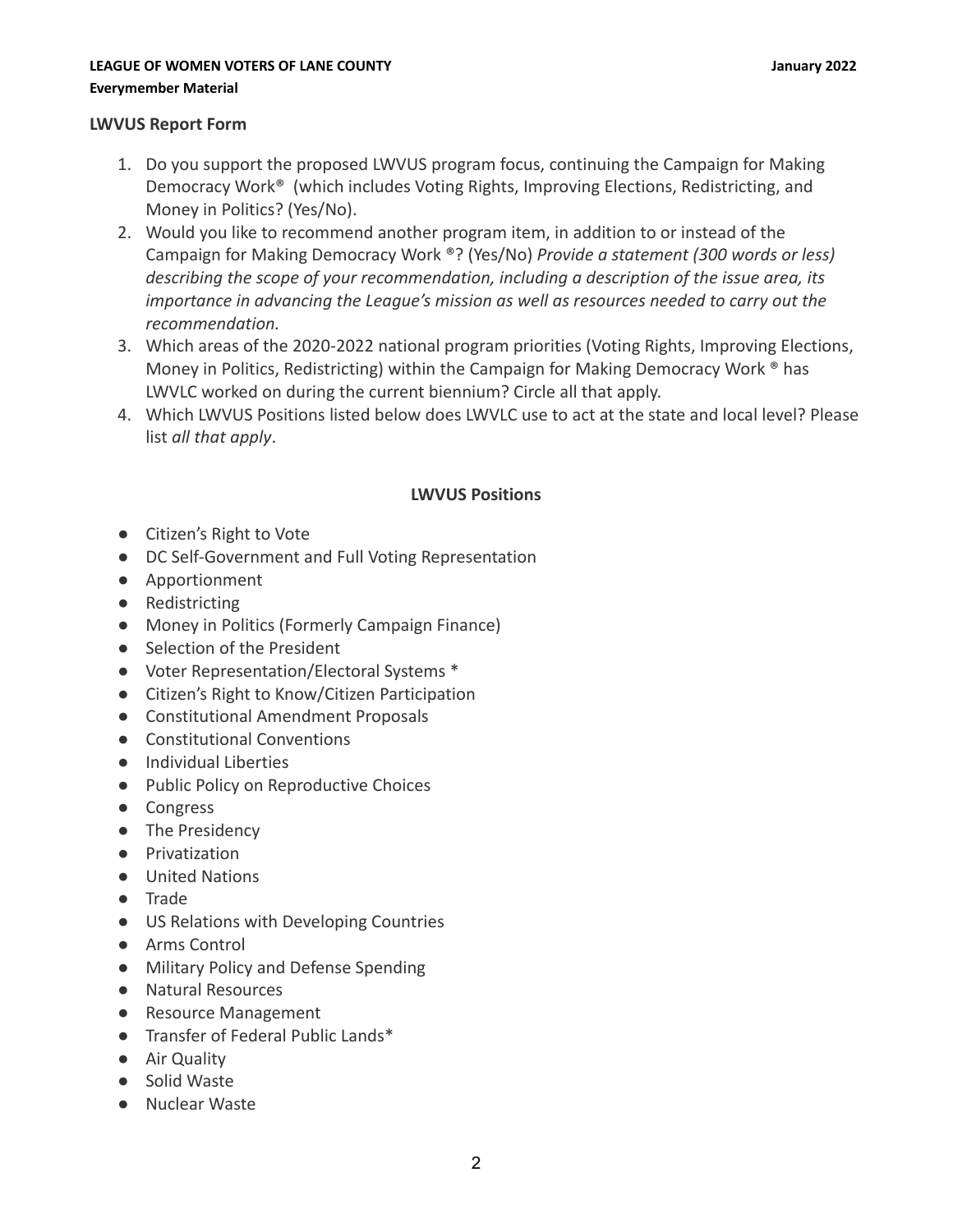**LWVUS Report Form**

1. Do you support the proposed LWVUS program focus, continuing the Campaign for Making Democracy Work® (which includes Voting Rights, Improving Elections, Redistricting, and Money in Politics? (Yes/No).
2. Would you like to recommend another program item, in addition to or instead of the Campaign for Making Democracy Work ®? (Yes/No) *Provide a statement (300 words or less) describing the scope of your recommendation, including a description of the issue area, its importance in advancing the League's mission as well as resources needed to carry out the recommendation.*
3. Which areas of the 2020-2022 national program priorities (Voting Rights, Improving Elections, Money in Politics, Redistricting) within the Campaign for Making Democracy Work ® has LWVLC worked on during the current biennium? Circle all that apply.
4. Which LWVUS Positions listed below does LWVLC use to act at the state and local level? Please list *all that apply*.

**LWVUS Positions**

- Citizen's Right to Vote
- DC Self-Government and Full Voting Representation
- Apportionment
- Redistricting
- Money in Politics (Formerly Campaign Finance)
- Selection of the President
- Voter Representation/Electoral Systems *
- Citizen's Right to Know/Citizen Participation
- Constitutional Amendment Proposals
- Constitutional Conventions
- Individual Liberties
- Public Policy on Reproductive Choices
- Congress
- The Presidency
- Privatization
- United Nations
- Trade
- US Relations with Developing Countries
- Arms Control
- Military Policy and Defense Spending
- Natural Resources
- Resource Management
- Transfer of Federal Public Lands*
- Air Quality
- Solid Waste
- Nuclear Waste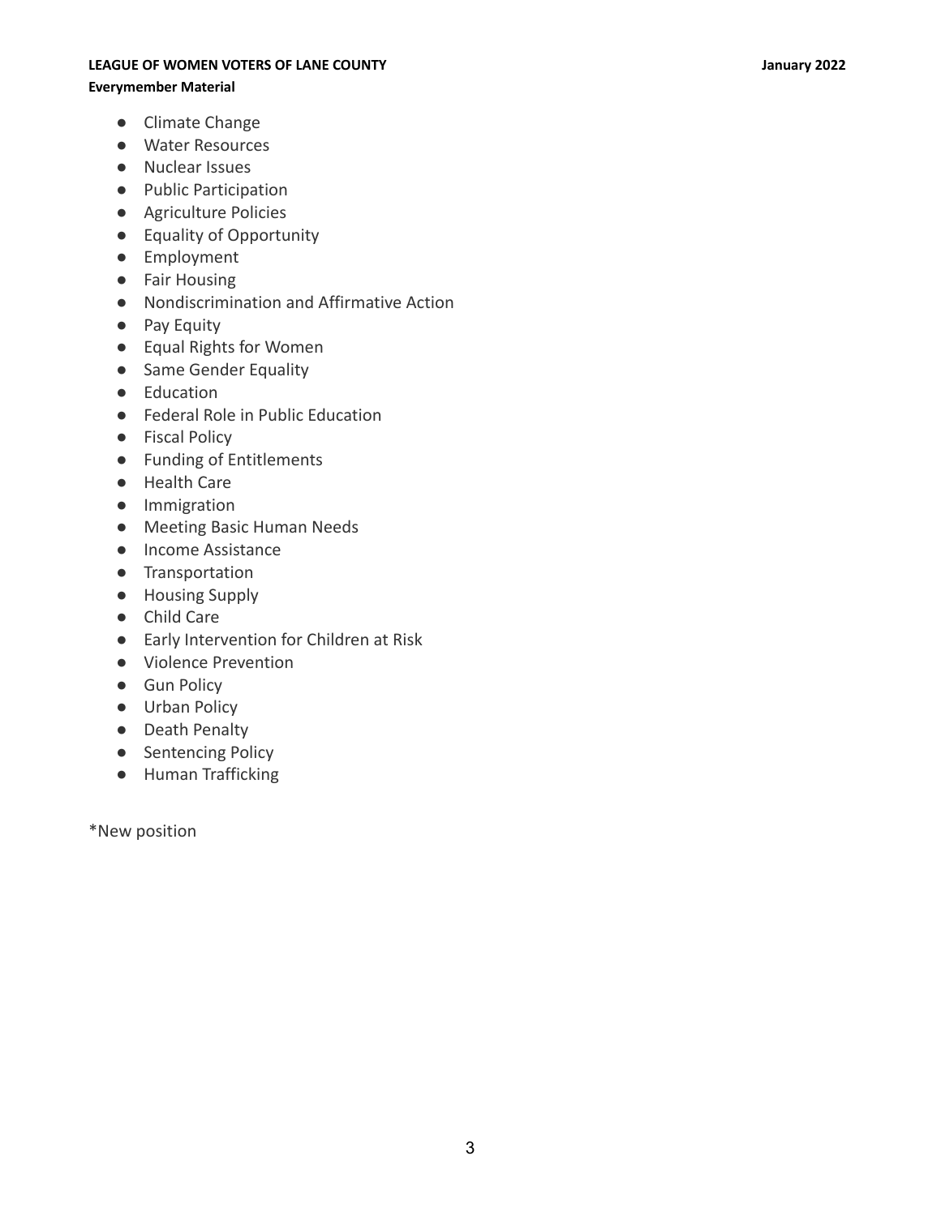- Climate Change
- Water Resources
- Nuclear Issues
- Public Participation
- Agriculture Policies
- Equality of Opportunity
- Employment
- Fair Housing
- Nondiscrimination and Affirmative Action
- Pay Equity
- Equal Rights for Women
- Same Gender Equality
- Education
- Federal Role in Public Education
- Fiscal Policy
- Funding of Entitlements
- Health Care
- Immigration
- Meeting Basic Human Needs
- Income Assistance
- Transportation
- Housing Supply
- Child Care
- Early Intervention for Children at Risk
- Violence Prevention
- Gun Policy
- Urban Policy
- Death Penalty
- Sentencing Policy
- Human Trafficking

*New position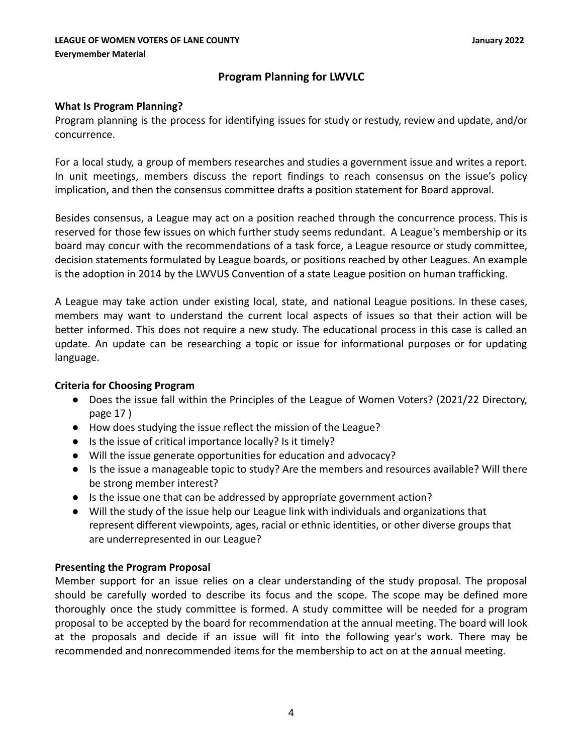## Program Planning for LWVLC

### What Is Program Planning?

Program planning is the process for identifying issues for study or restudy, review and update, and/or concurrence.

For a local study, a group of members researches and studies a government issue and writes a report. In unit meetings, members discuss the report findings to reach consensus on the issue's policy implication, and then the consensus committee drafts a position statement for Board approval.

Besides consensus, a League may act on a position reached through the concurrence process. This is reserved for those few issues on which further study seems redundant. A League's membership or its board may concur with the recommendations of a task force, a League resource or study committee, decision statements formulated by League boards, or positions reached by other Leagues. An example is the adoption in 2014 by the LWVUS Convention of a state League position on human trafficking.

A League may take action under existing local, state, and national League positions. In these cases, members may want to understand the current local aspects of issues so that their action will be better informed. This does not require a new study. The educational process in this case is called an update. An update can be researching a topic or issue for informational purposes or for updating language.

### Criteria for Choosing Program

- Does the issue fall within the Principles of the League of Women Voters? (2021/22 Directory, page 17 )
- How does studying the issue reflect the mission of the League?
- Is the issue of critical importance locally? Is it timely?
- Will the issue generate opportunities for education and advocacy?
- Is the issue a manageable topic to study? Are the members and resources available? Will there be strong member interest?
- Is the issue one that can be addressed by appropriate government action?
- Will the study of the issue help our League link with individuals and organizations that represent different viewpoints, ages, racial or ethnic identities, or other diverse groups that are underrepresented in our League?

### Presenting the Program Proposal

Member support for an issue relies on a clear understanding of the study proposal. The proposal should be carefully worded to describe its focus and the scope. The scope may be defined more thoroughly once the study committee is formed. A study committee will be needed for a program proposal to be accepted by the board for recommendation at the annual meeting. The board will look at the proposals and decide if an issue will fit into the following year's work. There may be recommended and nonrecommended items for the membership to act on at the annual meeting.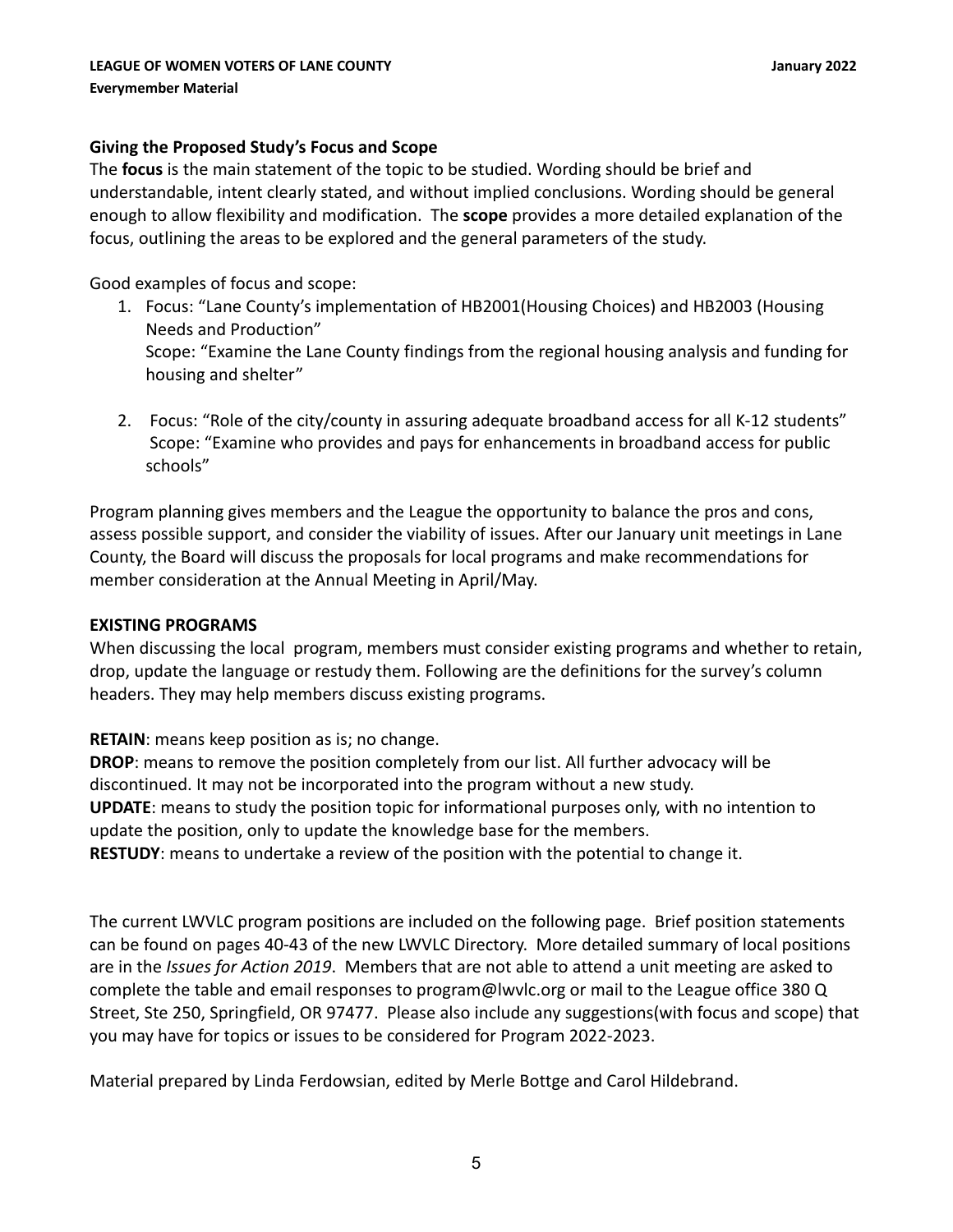**Giving the Proposed Study's Focus and Scope**

The **focus** is the main statement of the topic to be studied. Wording should be brief and understandable, intent clearly stated, and without implied conclusions. Wording should be general enough to allow flexibility and modification. The **scope** provides a more detailed explanation of the focus, outlining the areas to be explored and the general parameters of the study.

Good examples of focus and scope:

1. Focus: "Lane County's implementation of HB2001(Housing Choices) and HB2003 (Housing Needs and Production)"
   Scope: "Examine the Lane County findings from the regional housing analysis and funding for housing and shelter"

2. Focus: "Role of the city/county in assuring adequate broadband access for all K-12 students"
   Scope: "Examine who provides and pays for enhancements in broadband access for public schools"

Program planning gives members and the League the opportunity to balance the pros and cons, assess possible support, and consider the viability of issues. After our January unit meetings in Lane County, the Board will discuss the proposals for local programs and make recommendations for member consideration at the Annual Meeting in April/May.

**EXISTING PROGRAMS**

When discussing the local program, members must consider existing programs and whether to retain, drop, update the language or restudy them. Following are the definitions for the survey's column headers. They may help members discuss existing programs.

**RETAIN**: means keep position as is; no change.
**DROP**: means to remove the position completely from our list. All further advocacy will be discontinued. It may not be incorporated into the program without a new study.
**UPDATE**: means to study the position topic for informational purposes only, with no intention to update the position, only to update the knowledge base for the members.
**RESTUDY**: means to undertake a review of the position with the potential to change it.

The current LWVLC program positions are included on the following page. Brief position statements can be found on pages 40-43 of the new LWVLC Directory. More detailed summary of local positions are in the *Issues for Action 2019*. Members that are not able to attend a unit meeting are asked to complete the table and email responses to program@lwvlc.org or mail to the League office 380 Q Street, Ste 250, Springfield, OR 97477. Please also include any suggestions(with focus and scope) that you may have for topics or issues to be considered for Program 2022-2023.

Material prepared by Linda Ferdowsian, edited by Merle Bottge and Carol Hildebrand.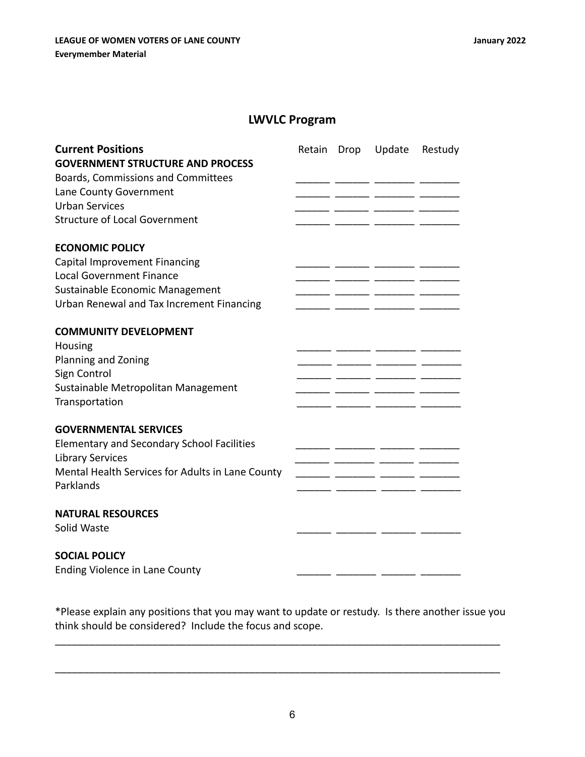## LWVLC Program

| Current Positions | Retain | Drop | Update | Restudy |
| --- | --- | --- | --- | --- |
| **GOVERNMENT STRUCTURE AND PROCESS** | | | | |
| Boards, Commissions and Committees | ______ | ______ | _______ | _______ |
| Lane County Government | ______ | ______ | _______ | _______ |
| Urban Services | ______ | ______ | _______ | _______ |
| Structure of Local Government | ______ | ______ | _______ | _______ |
| | | | | |
| **ECONOMIC POLICY** | | | | |
| Capital Improvement Financing | ______ | ______ | _______ | _______ |
| Local Government Finance | ______ | ______ | _______ | _______ |
| Sustainable Economic Management | ______ | ______ | _______ | _______ |
| Urban Renewal and Tax Increment Financing | ______ | ______ | _______ | _______ |
| | | | | |
| **COMMUNITY DEVELOPMENT** | | | | |
| Housing | ______ | ______ | _______ | _______ |
| Planning and Zoning | ______ | ______ | _______ | _______ |
| Sign Control | ______ | ______ | _______ | _______ |
| Sustainable Metropolitan Management | ______ | ______ | _______ | _______ |
| Transportation | ______ | ______ | _______ | _______ |
| | | | | |
| **GOVERNMENTAL SERVICES** | | | | |
| Elementary and Secondary School Facilities | ______ | _______ | ______ | _______ |
| Library Services | ______ | _______ | ______ | _______ |
| Mental Health Services for Adults in Lane County | ______ | _______ | ______ | _______ |
| Parklands | ______ | _______ | ______ | _______ |
| | | | | |
| **NATURAL RESOURCES** | | | | |
| Solid Waste | ______ | _______ | ______ | _______ |
| | | | | |
| **SOCIAL POLICY** | | | | |
| Ending Violence in Lane County | ______ | _______ | ______ | _______ |

*Please explain any positions that you may want to update or restudy. Is there another issue you think should be considered? Include the focus and scope.

________________________________________________________________________________

________________________________________________________________________________